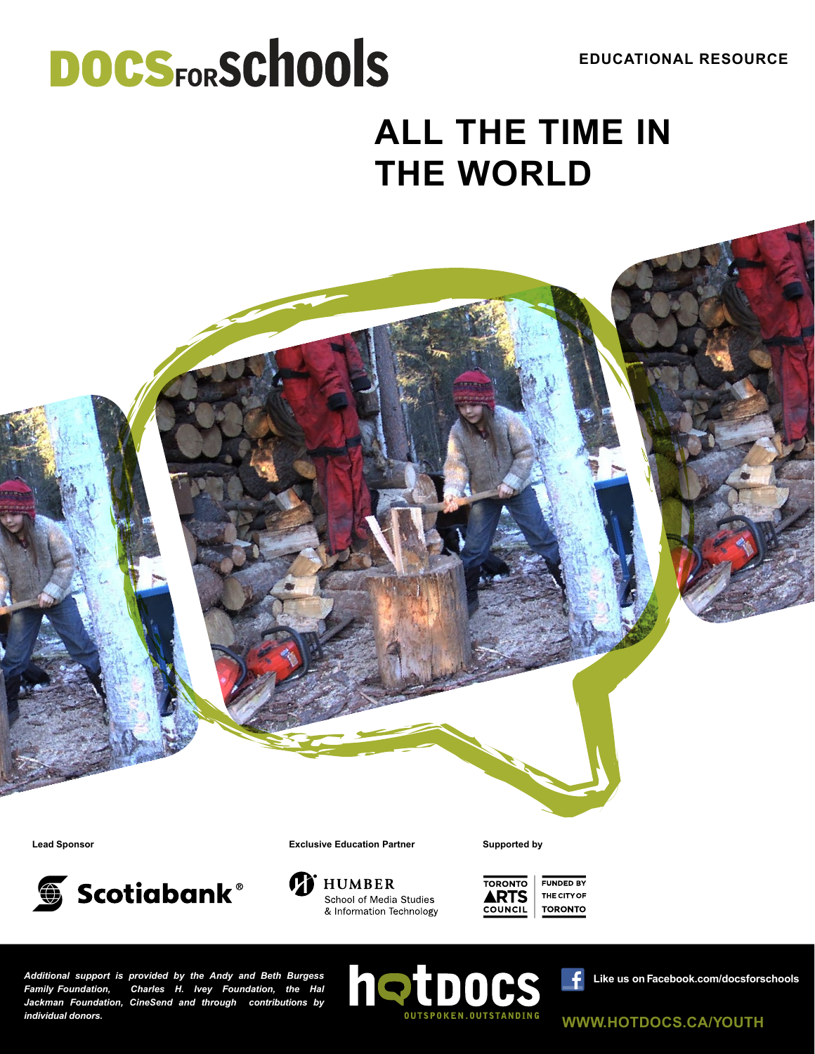DOCS FOR SCHOOLS

**EDUCATIONAL RESOURCE**

# ALL THE TIME IN THE WORLD

**Lead Sponsor**

Scotiabank®

**Exclusive Education Partner**

HUMBER School of Media Studies & Information Technology

**Supported by**

Toronto Arts Council | Funded by the City of Toronto

***Additional support is provided by the Andy and Beth Burgess Family Foundation, Charles H. Ivey Foundation, the Hal Jackman Foundation, CineSend and through contributions by individual donors.***

hotdocs OUTSPOKEN.OUTSTANDING

**Like us on Facebook.com/docsforschools**

**WWW.HOTDOCS.CA/YOUTH**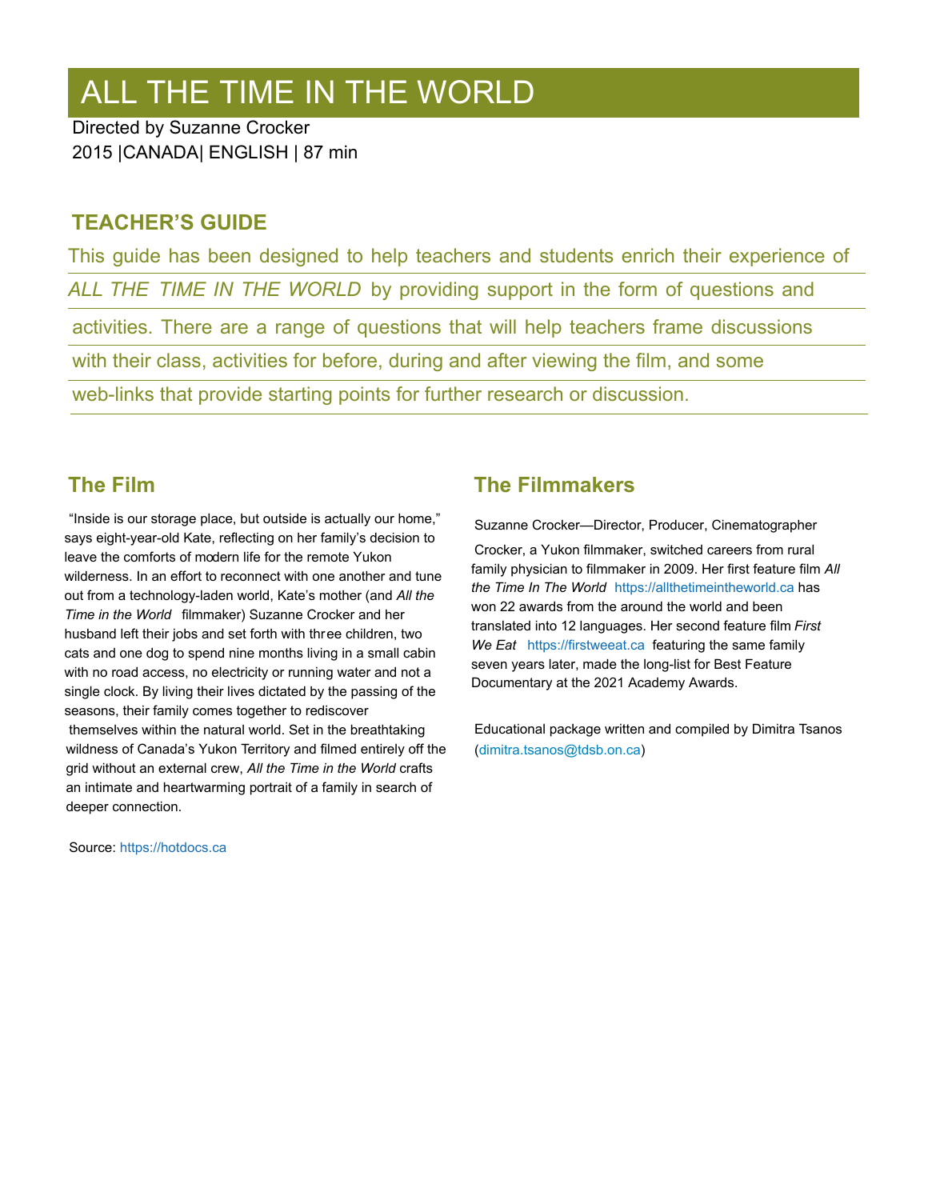# ALL THE TIME IN THE WORLD

Directed by Suzanne Crocker
2015 |CANADA| ENGLISH | 87 min

## TEACHER'S GUIDE

This guide has been designed to help teachers and students enrich their experience of *ALL THE TIME IN THE WORLD* by providing support in the form of questions and activities. There are a range of questions that will help teachers frame discussions with their class, activities for before, during and after viewing the film, and some web-links that provide starting points for further research or discussion.

## The Film

"Inside is our storage place, but outside is actually our home," says eight-year-old Kate, reflecting on her family's decision to leave the comforts of modern life for the remote Yukon wilderness. In an effort to reconnect with one another and tune out from a technology-laden world, Kate's mother (and *All the Time in the World* filmmaker) Suzanne Crocker and her husband left their jobs and set forth with three children, two cats and one dog to spend nine months living in a small cabin with no road access, no electricity or running water and not a single clock. By living their lives dictated by the passing of the seasons, their family comes together to rediscover themselves within the natural world. Set in the breathtaking wildness of Canada's Yukon Territory and filmed entirely off the grid without an external crew, *All the Time in the World* crafts an intimate and heartwarming portrait of a family in search of deeper connection.

Source: https://hotdocs.ca

## The Filmmakers

Suzanne Crocker—Director, Producer, Cinematographer

Crocker, a Yukon filmmaker, switched careers from rural family physician to filmmaker in 2009. Her first feature film *All the Time In The World* https://allthetimeintheworld.ca has won 22 awards from the around the world and been translated into 12 languages. Her second feature film *First We Eat* https://firstweeat.ca featuring the same family seven years later, made the long-list for Best Feature Documentary at the 2021 Academy Awards.

Educational package written and compiled by Dimitra Tsanos (dimitra.tsanos@tdsb.on.ca)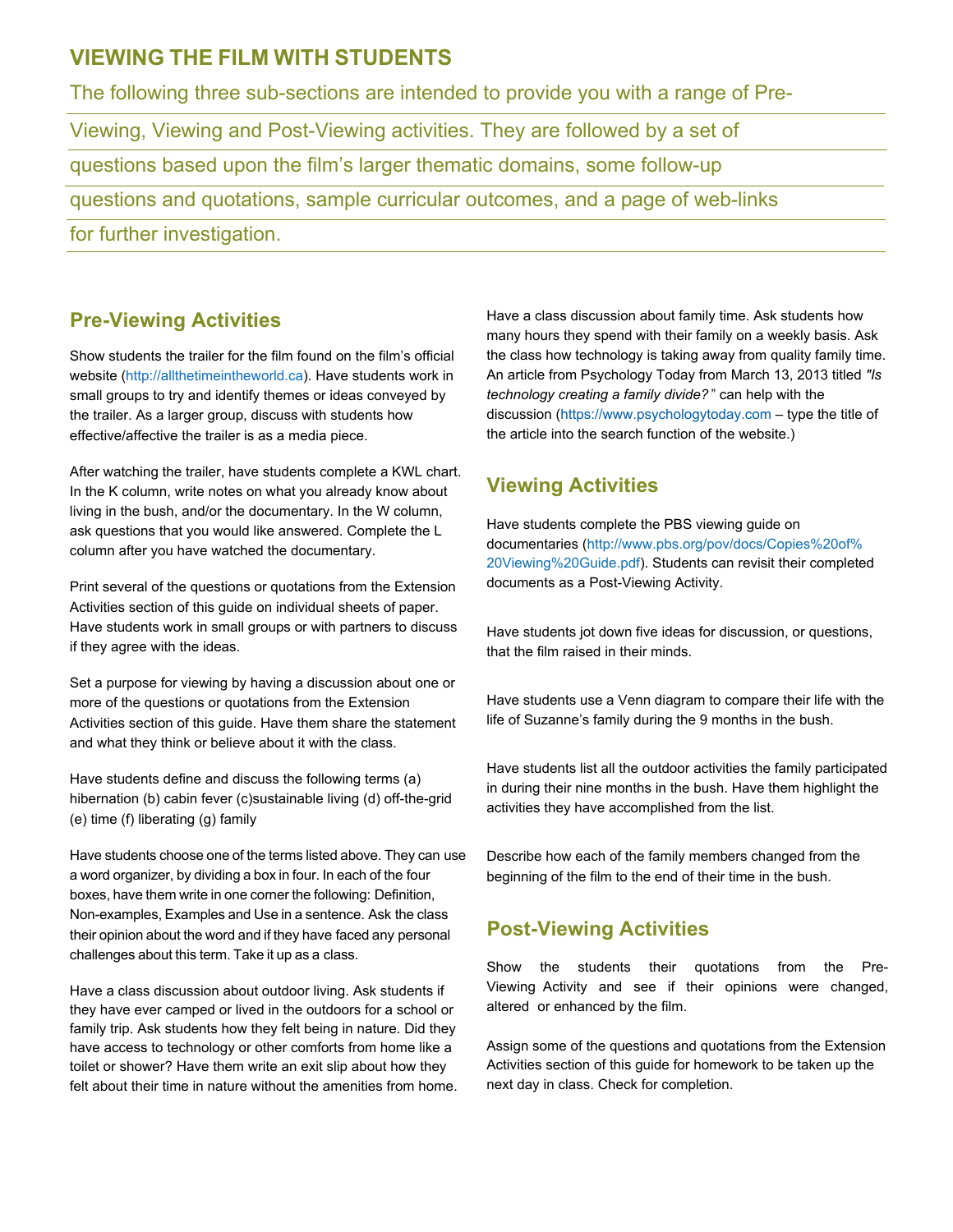## VIEWING THE FILM WITH STUDENTS

The following three sub-sections are intended to provide you with a range of Pre-Viewing, Viewing and Post-Viewing activities. They are followed by a set of questions based upon the film's larger thematic domains, some follow-up questions and quotations, sample curricular outcomes, and a page of web-links for further investigation.

### Pre-Viewing Activities

Show students the trailer for the film found on the film's official website (http://allthetimeintheworld.ca). Have students work in small groups to try and identify themes or ideas conveyed by the trailer. As a larger group, discuss with students how effective/affective the trailer is as a media piece.

After watching the trailer, have students complete a KWL chart. In the K column, write notes on what you already know about living in the bush, and/or the documentary. In the W column, ask questions that you would like answered. Complete the L column after you have watched the documentary.

Print several of the questions or quotations from the Extension Activities section of this guide on individual sheets of paper. Have students work in small groups or with partners to discuss if they agree with the ideas.

Set a purpose for viewing by having a discussion about one or more of the questions or quotations from the Extension Activities section of this guide. Have them share the statement and what they think or believe about it with the class.

Have students define and discuss the following terms (a) hibernation (b) cabin fever (c)sustainable living (d) off-the-grid (e) time (f) liberating (g) family

Have students choose one of the terms listed above. They can use a word organizer, by dividing a box in four. In each of the four boxes, have them write in one corner the following: Definition, Non-examples, Examples and Use in a sentence. Ask the class their opinion about the word and if they have faced any personal challenges about this term. Take it up as a class.

Have a class discussion about outdoor living. Ask students if they have ever camped or lived in the outdoors for a school or family trip. Ask students how they felt being in nature. Did they have access to technology or other comforts from home like a toilet or shower? Have them write an exit slip about how they felt about their time in nature without the amenities from home.

Have a class discussion about family time. Ask students how many hours they spend with their family on a weekly basis. Ask the class how technology is taking away from quality family time. An article from Psychology Today from March 13, 2013 titled *"Is technology creating a family divide?"* can help with the discussion (https://www.psychologytoday.com – type the title of the article into the search function of the website.)

### Viewing Activities

Have students complete the PBS viewing guide on documentaries (http://www.pbs.org/pov/docs/Copies%20of%20Viewing%20Guide.pdf). Students can revisit their completed documents as a Post-Viewing Activity.

Have students jot down five ideas for discussion, or questions, that the film raised in their minds.

Have students use a Venn diagram to compare their life with the life of Suzanne's family during the 9 months in the bush.

Have students list all the outdoor activities the family participated in during their nine months in the bush. Have them highlight the activities they have accomplished from the list.

Describe how each of the family members changed from the beginning of the film to the end of their time in the bush.

### Post-Viewing Activities

Show the students their quotations from the Pre-Viewing Activity and see if their opinions were changed, altered or enhanced by the film.

Assign some of the questions and quotations from the Extension Activities section of this guide for homework to be taken up the next day in class. Check for completion.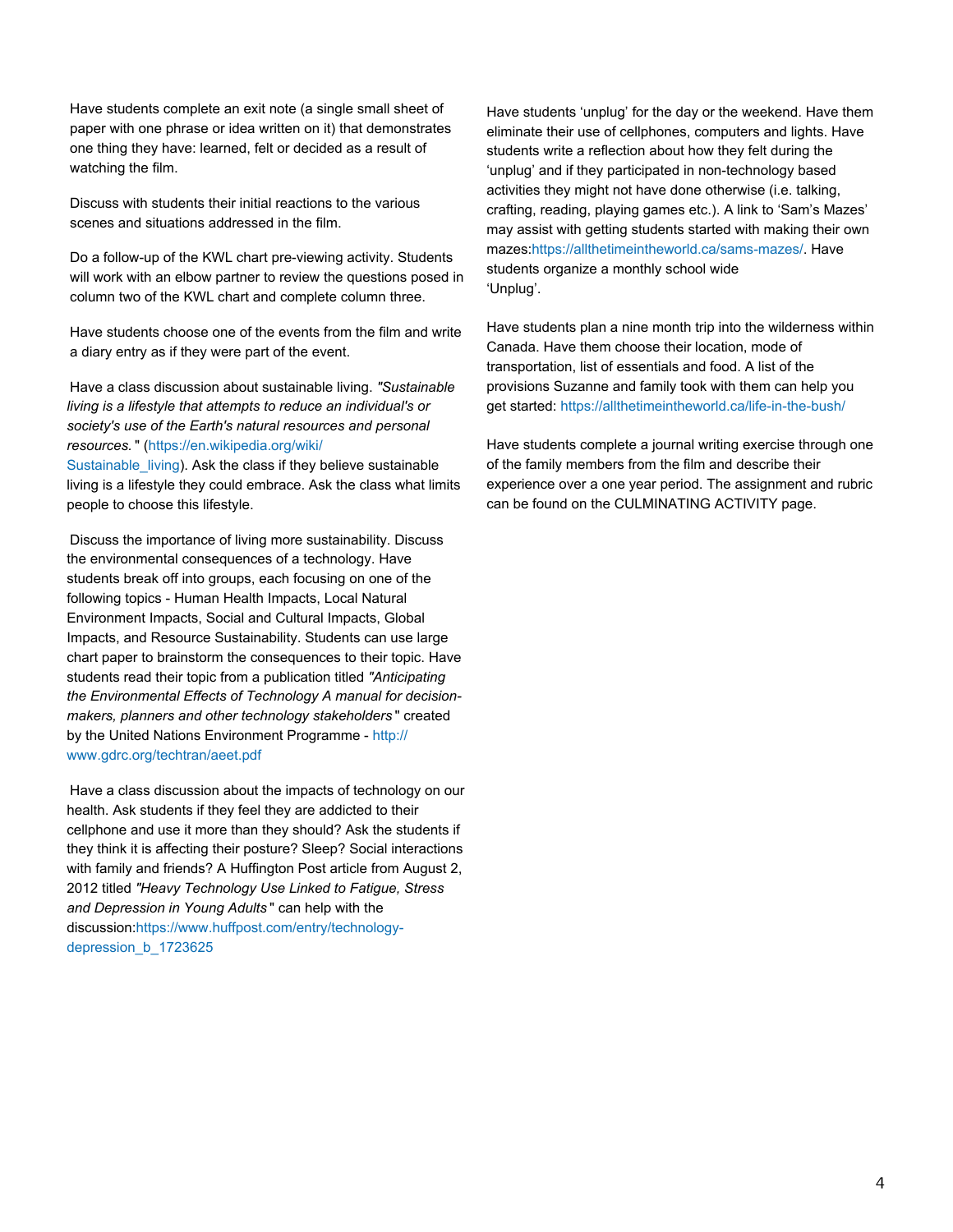Have students complete an exit note (a single small sheet of paper with one phrase or idea written on it) that demonstrates one thing they have: learned, felt or decided as a result of watching the film.

Discuss with students their initial reactions to the various scenes and situations addressed in the film.

Do a follow-up of the KWL chart pre-viewing activity. Students will work with an elbow partner to review the questions posed in column two of the KWL chart and complete column three.

Have students choose one of the events from the film and write a diary entry as if they were part of the event.

Have a class discussion about sustainable living. *"Sustainable living is a lifestyle that attempts to reduce an individual's or society's use of the Earth's natural resources and personal resources.* " (https://en.wikipedia.org/wiki/Sustainable_living). Ask the class if they believe sustainable living is a lifestyle they could embrace. Ask the class what limits people to choose this lifestyle.

Discuss the importance of living more sustainability. Discuss the environmental consequences of a technology. Have students break off into groups, each focusing on one of the following topics - Human Health Impacts, Local Natural Environment Impacts, Social and Cultural Impacts, Global Impacts, and Resource Sustainability. Students can use large chart paper to brainstorm the consequences to their topic. Have students read their topic from a publication titled *"Anticipating the Environmental Effects of Technology A manual for decision-makers, planners and other technology stakeholders* " created by the United Nations Environment Programme - http://www.gdrc.org/techtran/aeet.pdf

Have a class discussion about the impacts of technology on our health. Ask students if they feel they are addicted to their cellphone and use it more than they should? Ask the students if they think it is affecting their posture? Sleep? Social interactions with family and friends? A Huffington Post article from August 2, 2012 titled *"Heavy Technology Use Linked to Fatigue, Stress and Depression in Young Adults* " can help with the discussion:https://www.huffpost.com/entry/technology-depression_b_1723625

Have students 'unplug' for the day or the weekend. Have them eliminate their use of cellphones, computers and lights. Have students write a reflection about how they felt during the 'unplug' and if they participated in non-technology based activities they might not have done otherwise (i.e. talking, crafting, reading, playing games etc.). A link to 'Sam's Mazes' may assist with getting students started with making their own mazes:https://allthetimeintheworld.ca/sams-mazes/. Have students organize a monthly school wide 'Unplug'.

Have students plan a nine month trip into the wilderness within Canada. Have them choose their location, mode of transportation, list of essentials and food. A list of the provisions Suzanne and family took with them can help you get started: https://allthetimeintheworld.ca/life-in-the-bush/

Have students complete a journal writing exercise through one of the family members from the film and describe their experience over a one year period. The assignment and rubric can be found on the CULMINATING ACTIVITY page.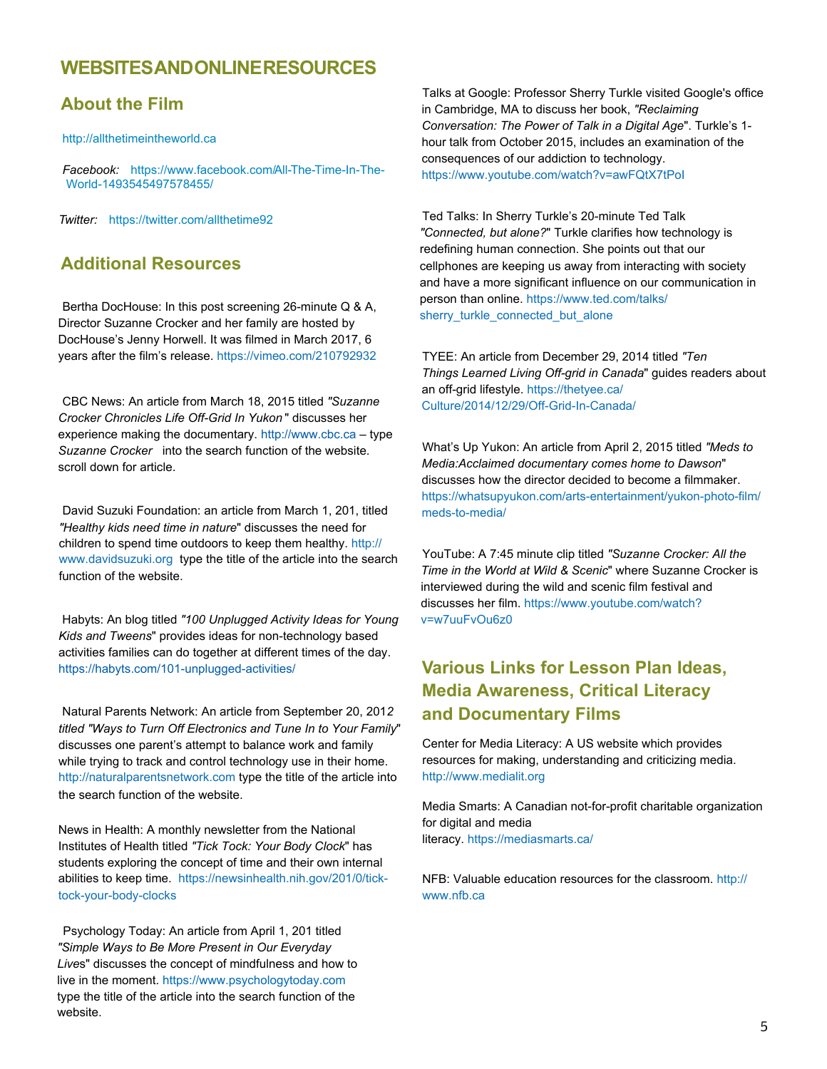# WEBSITES AND ONLINE RESOURCES

## About the Film

http://allthetimeintheworld.ca

*Facebook:* https://www.facebook.com/All-The-Time-In-The-World-1493545497578455/

*Twitter:* https://twitter.com/allthetime92

## Additional Resources

Bertha DocHouse: In this post screening 26-minute Q & A, Director Suzanne Crocker and her family are hosted by DocHouse's Jenny Horwell. It was filmed in March 2017, 6 years after the film's release. https://vimeo.com/210792932

CBC News: An article from March 18, 2015 titled *"Suzanne Crocker Chronicles Life Off-Grid In Yukon"* discusses her experience making the documentary. http://www.cbc.ca – type *Suzanne Crocker* into the search function of the website. scroll down for article.

David Suzuki Foundation: an article from March 1, 201, titled *"Healthy kids need time in nature*" discusses the need for children to spend time outdoors to keep them healthy. http://www.davidsuzuki.org type the title of the article into the search function of the website.

Habyts: An blog titled *"100 Unplugged Activity Ideas for Young Kids and Tweens*" provides ideas for non-technology based activities families can do together at different times of the day. https://habyts.com/101-unplugged-activities/

Natural Parents Network: An article from September 20, 2012 *titled "Ways to Turn Off Electronics and Tune In to Your Family*" discusses one parent's attempt to balance work and family while trying to track and control technology use in their home. http://naturalparentsnetwork.com type the title of the article into the search function of the website.

News in Health: A monthly newsletter from the National Institutes of Health titled *"Tick Tock: Your Body Clock*" has students exploring the concept of time and their own internal abilities to keep time. https://newsinhealth.nih.gov/201/0/tick-tock-your-body-clocks

Psychology Today: An article from April 1, 201 titled *"Simple Ways to Be More Present in Our Everyday Lives*" discusses the concept of mindfulness and how to live in the moment. https://www.psychologytoday.com type the title of the article into the search function of the website.

Talks at Google: Professor Sherry Turkle visited Google's office in Cambridge, MA to discuss her book, *"Reclaiming Conversation: The Power of Talk in a Digital Age*". Turkle's 1-hour talk from October 2015, includes an examination of the consequences of our addiction to technology. https://www.youtube.com/watch?v=awFQtX7tPoI

Ted Talks: In Sherry Turkle's 20-minute Ted Talk *"Connected, but alone?*" Turkle clarifies how technology is redefining human connection. She points out that our cellphones are keeping us away from interacting with society and have a more significant influence on our communication in person than online. https://www.ted.com/talks/sherry_turkle_connected_but_alone

TYEE: An article from December 29, 2014 titled *"Ten Things Learned Living Off-grid in Canada*" guides readers about an off-grid lifestyle. https://thetyee.ca/Culture/2014/12/29/Off-Grid-In-Canada/

What's Up Yukon: An article from April 2, 2015 titled *"Meds to Media:Acclaimed documentary comes home to Dawson*" discusses how the director decided to become a filmmaker. https://whatsupyukon.com/arts-entertainment/yukon-photo-film/meds-to-media/

YouTube: A 7:45 minute clip titled *"Suzanne Crocker: All the Time in the World at Wild & Scenic*" where Suzanne Crocker is interviewed during the wild and scenic film festival and discusses her film. https://www.youtube.com/watch?v=w7uuFvOu6z0

## Various Links for Lesson Plan Ideas, Media Awareness, Critical Literacy and Documentary Films

Center for Media Literacy: A US website which provides resources for making, understanding and criticizing media. http://www.medialit.org

Media Smarts: A Canadian not-for-profit charitable organization for digital and media literacy. https://mediasmarts.ca/

NFB: Valuable education resources for the classroom. http://www.nfb.ca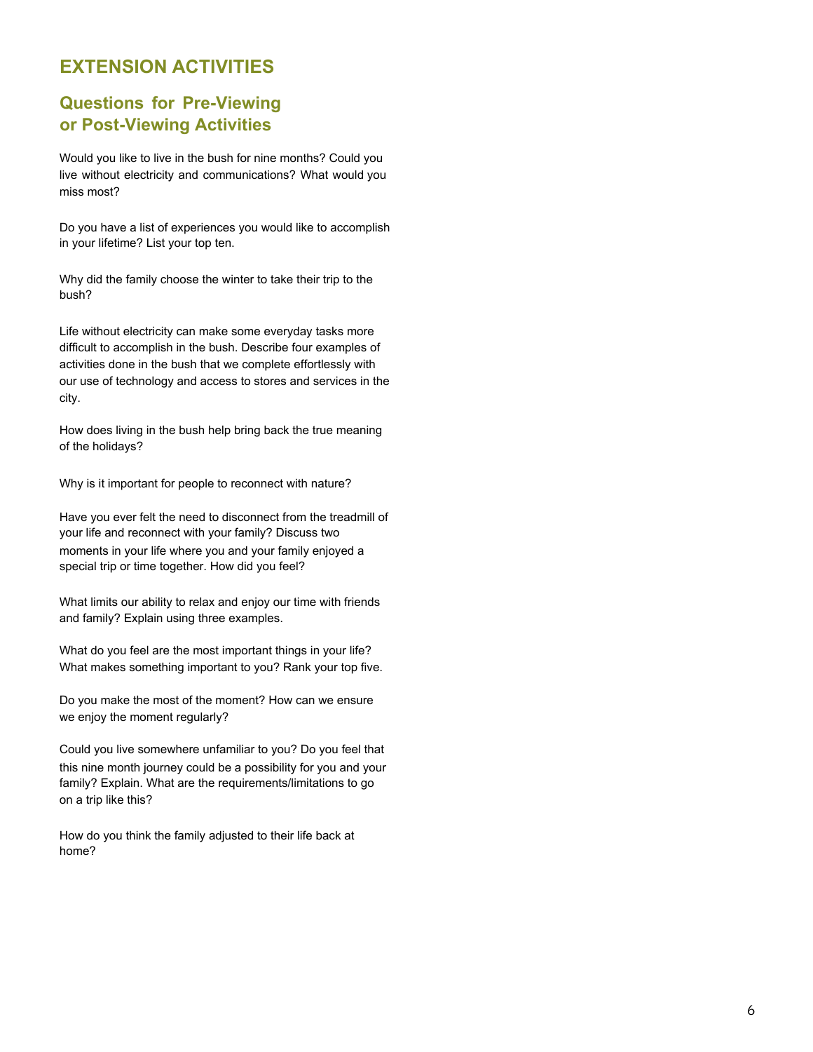# EXTENSION ACTIVITIES

## Questions for Pre-Viewing or Post-Viewing Activities

Would you like to live in the bush for nine months? Could you live without electricity and communications? What would you miss most?

Do you have a list of experiences you would like to accomplish in your lifetime? List your top ten.

Why did the family choose the winter to take their trip to the bush?

Life without electricity can make some everyday tasks more difficult to accomplish in the bush. Describe four examples of activities done in the bush that we complete effortlessly with our use of technology and access to stores and services in the city.

How does living in the bush help bring back the true meaning of the holidays?

Why is it important for people to reconnect with nature?

Have you ever felt the need to disconnect from the treadmill of your life and reconnect with your family? Discuss two moments in your life where you and your family enjoyed a special trip or time together. How did you feel?

What limits our ability to relax and enjoy our time with friends and family? Explain using three examples.

What do you feel are the most important things in your life? What makes something important to you? Rank your top five.

Do you make the most of the moment? How can we ensure we enjoy the moment regularly?

Could you live somewhere unfamiliar to you? Do you feel that this nine month journey could be a possibility for you and your family? Explain. What are the requirements/limitations to go on a trip like this?

How do you think the family adjusted to their life back at home?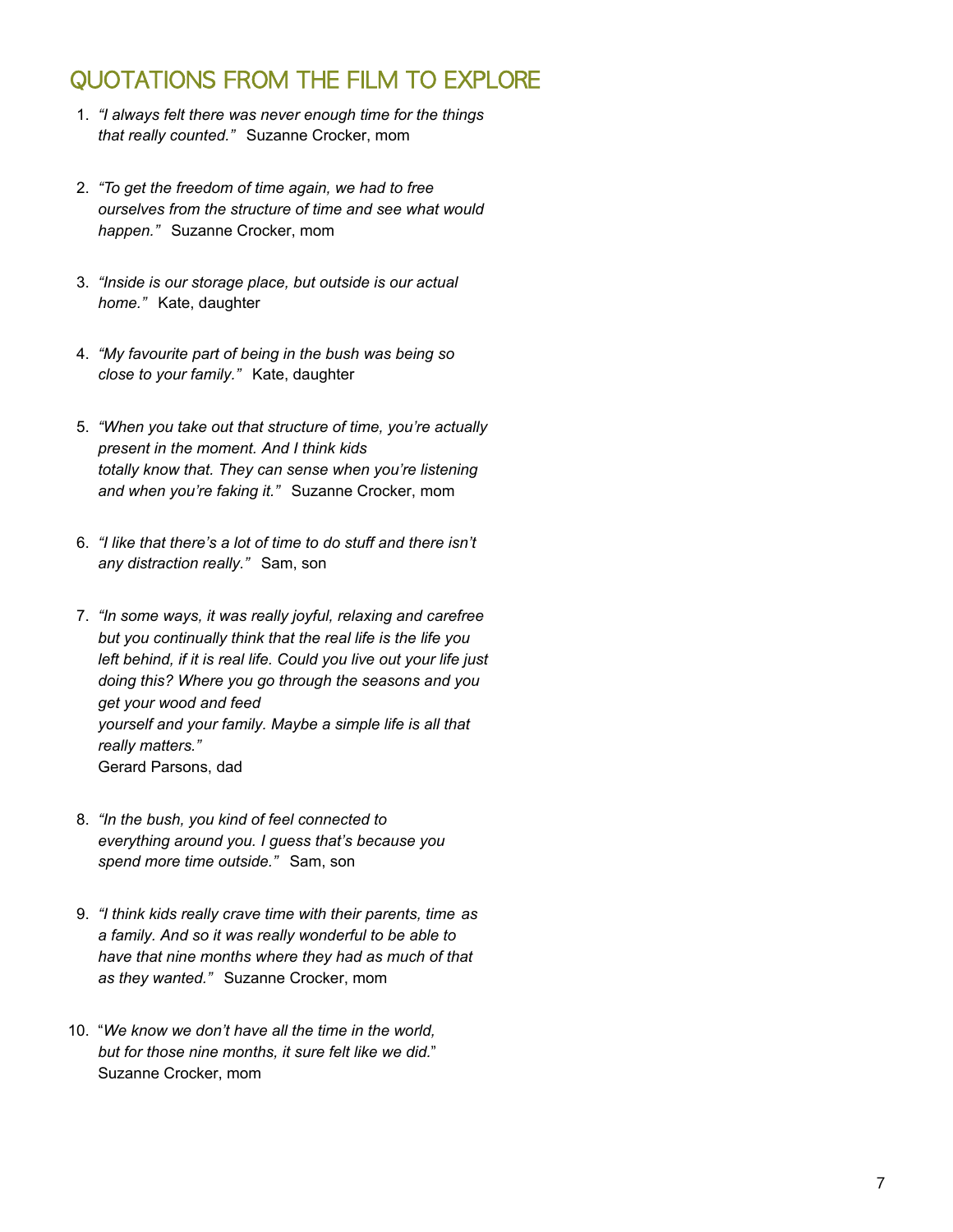## QUOTATIONS FROM THE FILM TO EXPLORE

1. *"I always felt there was never enough time for the things that really counted."* Suzanne Crocker, mom

2. *"To get the freedom of time again, we had to free ourselves from the structure of time and see what would happen."* Suzanne Crocker, mom

3. *"Inside is our storage place, but outside is our actual home."* Kate, daughter

4. *"My favourite part of being in the bush was being so close to your family."* Kate, daughter

5. *"When you take out that structure of time, you're actually present in the moment. And I think kids totally know that. They can sense when you're listening and when you're faking it."* Suzanne Crocker, mom

6. *"I like that there's a lot of time to do stuff and there isn't any distraction really."* Sam, son

7. *"In some ways, it was really joyful, relaxing and carefree but you continually think that the real life is the life you left behind, if it is real life. Could you live out your life just doing this? Where you go through the seasons and you get your wood and feed yourself and your family. Maybe a simple life is all that really matters."* Gerard Parsons, dad

8. *"In the bush, you kind of feel connected to everything around you. I guess that's because you spend more time outside."* Sam, son

9. *"I think kids really crave time with their parents, time as a family. And so it was really wonderful to be able to have that nine months where they had as much of that as they wanted."* Suzanne Crocker, mom

10. "*We know we don't have all the time in the world, but for those nine months, it sure felt like we did.*" Suzanne Crocker, mom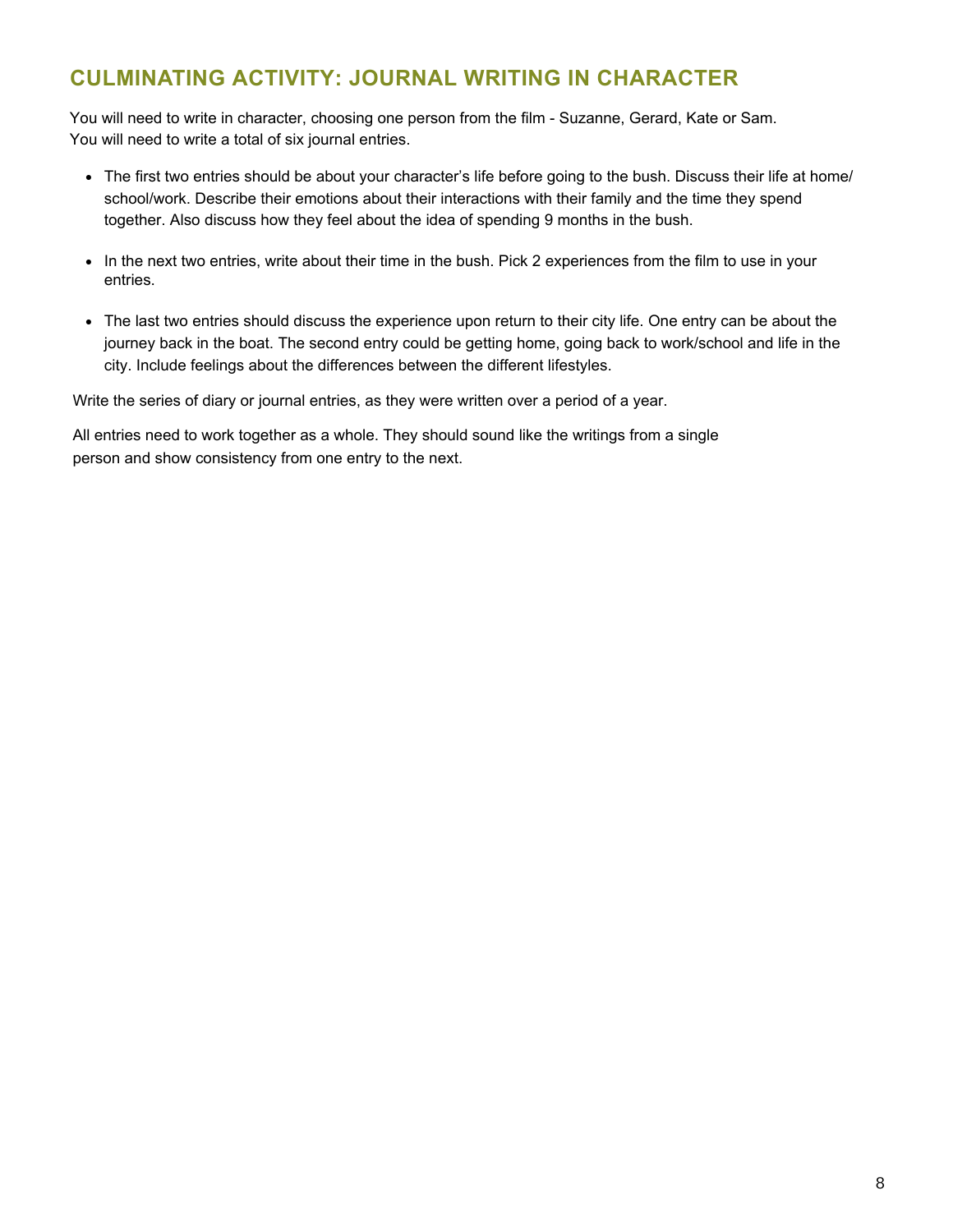## CULMINATING ACTIVITY: JOURNAL WRITING IN CHARACTER

You will need to write in character, choosing one person from the film - Suzanne, Gerard, Kate or Sam.
You will need to write a total of six journal entries.

- The first two entries should be about your character's life before going to the bush. Discuss their life at home/ school/work. Describe their emotions about their interactions with their family and the time they spend together. Also discuss how they feel about the idea of spending 9 months in the bush.
- In the next two entries, write about their time in the bush. Pick 2 experiences from the film to use in your entries.
- The last two entries should discuss the experience upon return to their city life. One entry can be about the journey back in the boat. The second entry could be getting home, going back to work/school and life in the city. Include feelings about the differences between the different lifestyles.

Write the series of diary or journal entries, as they were written over a period of a year.

All entries need to work together as a whole. They should sound like the writings from a single person and show consistency from one entry to the next.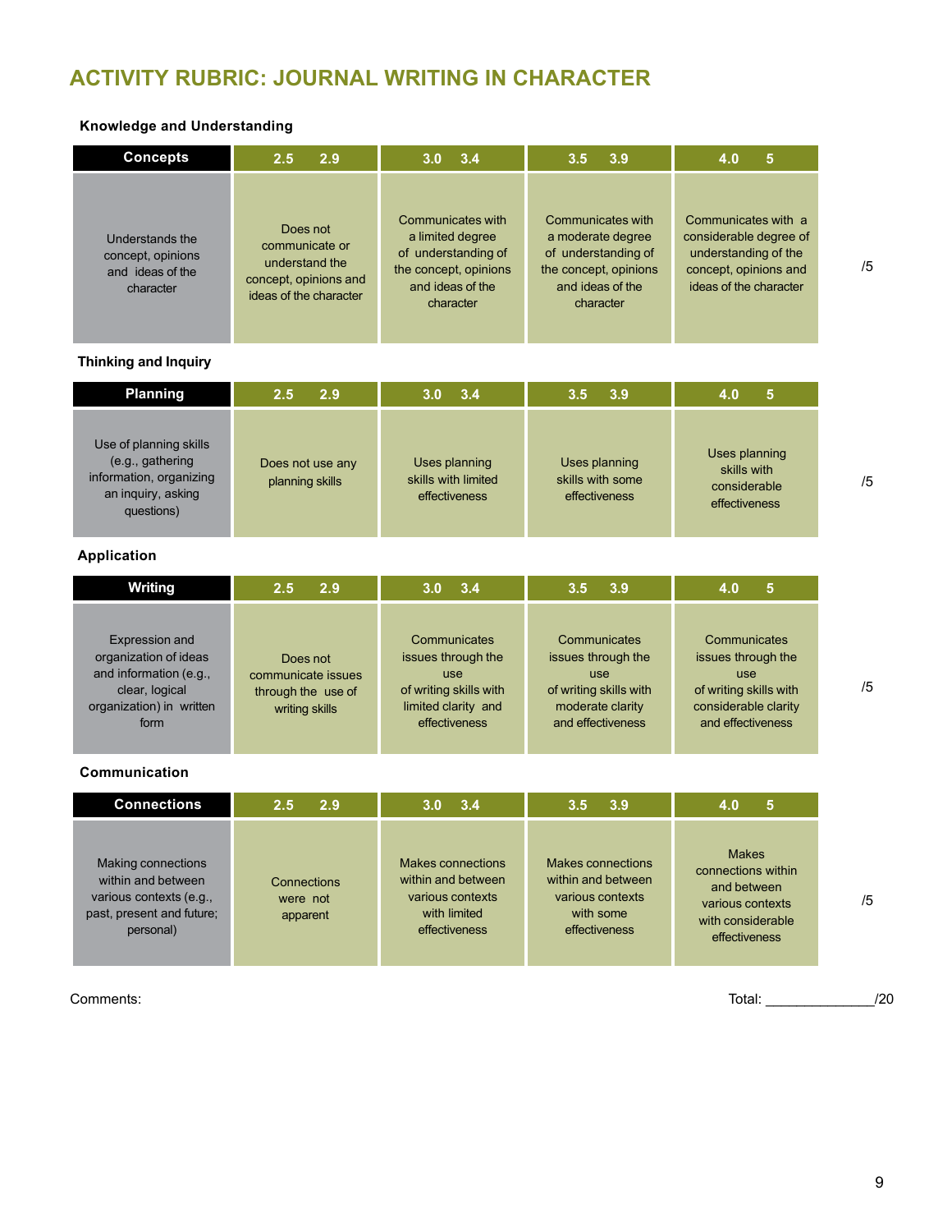# ACTIVITY RUBRIC: JOURNAL WRITING IN CHARACTER

### Knowledge and Understanding

| Concepts | 2.5 2.9 | 3.0 3.4 | 3.5 3.9 | 4.0 5 | |
|---|---|---|---|---|---|
| Understands the concept, opinions and ideas of the character | Does not communicate or understand the concept, opinions and ideas of the character | Communicates with a limited degree of understanding of the concept, opinions and ideas of the character | Communicates with a moderate degree of understanding of the concept, opinions and ideas of the character | Communicates with a considerable degree of understanding of the concept, opinions and ideas of the character | /5 |

### Thinking and Inquiry

| Planning | 2.5 2.9 | 3.0 3.4 | 3.5 3.9 | 4.0 5 | |
|---|---|---|---|---|---|
| Use of planning skills (e.g., gathering information, organizing an inquiry, asking questions) | Does not use any planning skills | Uses planning skills with limited effectiveness | Uses planning skills with some effectiveness | Uses planning skills with considerable effectiveness | /5 |

### Application

| Writing | 2.5 2.9 | 3.0 3.4 | 3.5 3.9 | 4.0 5 | |
|---|---|---|---|---|---|
| Expression and organization of ideas and information (e.g., clear, logical organization) in written form | Does not communicate issues through the use of writing skills | Communicates issues through the use of writing skills with limited clarity and effectiveness | Communicates issues through the use of writing skills with moderate clarity and effectiveness | Communicates issues through the use of writing skills with considerable clarity and effectiveness | /5 |

### Communication

| Connections | 2.5 2.9 | 3.0 3.4 | 3.5 3.9 | 4.0 5 | |
|---|---|---|---|---|---|
| Making connections within and between various contexts (e.g., past, present and future; personal) | Connections were not apparent | Makes connections within and between various contexts with limited effectiveness | Makes connections within and between various contexts with some effectiveness | Makes connections within and between various contexts with considerable effectiveness | /5 |

Comments:

Total: _____________/20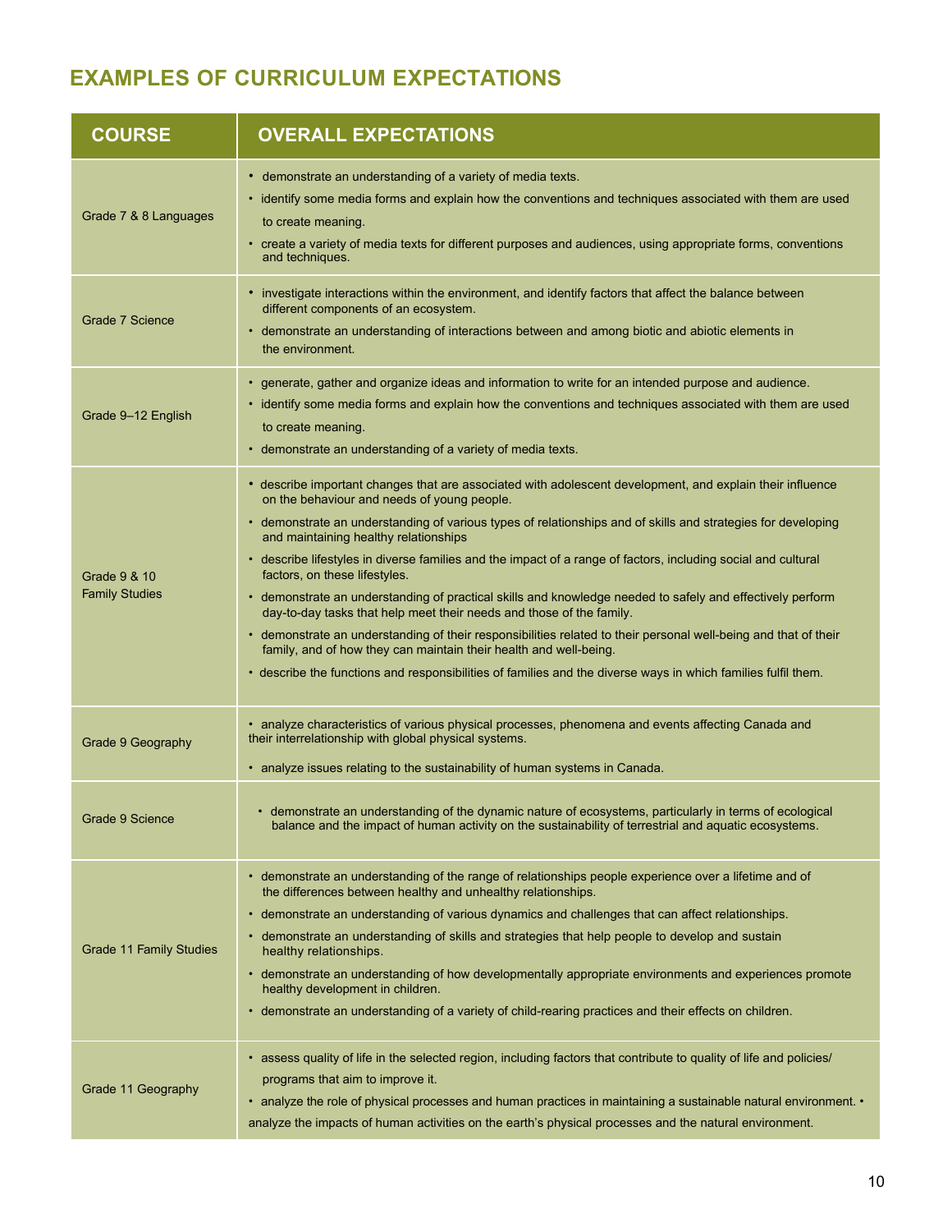## EXAMPLES OF CURRICULUM EXPECTATIONS

| COURSE | OVERALL EXPECTATIONS |
|---|---|
| Grade 7 & 8 Languages | • demonstrate an understanding of a variety of media texts.<br>• identify some media forms and explain how the conventions and techniques associated with them are used to create meaning.<br>• create a variety of media texts for different purposes and audiences, using appropriate forms, conventions and techniques. |
| Grade 7 Science | • investigate interactions within the environment, and identify factors that affect the balance between different components of an ecosystem.<br>• demonstrate an understanding of interactions between and among biotic and abiotic elements in the environment. |
| Grade 9–12 English | • generate, gather and organize ideas and information to write for an intended purpose and audience.<br>• identify some media forms and explain how the conventions and techniques associated with them are used to create meaning.<br>• demonstrate an understanding of a variety of media texts. |
| Grade 9 & 10 Family Studies | • describe important changes that are associated with adolescent development, and explain their influence on the behaviour and needs of young people.<br>• demonstrate an understanding of various types of relationships and of skills and strategies for developing and maintaining healthy relationships<br>• describe lifestyles in diverse families and the impact of a range of factors, including social and cultural factors, on these lifestyles.<br>• demonstrate an understanding of practical skills and knowledge needed to safely and effectively perform day-to-day tasks that help meet their needs and those of the family.<br>• demonstrate an understanding of their responsibilities related to their personal well-being and that of their family, and of how they can maintain their health and well-being.<br>• describe the functions and responsibilities of families and the diverse ways in which families fulfil them. |
| Grade 9 Geography | • analyze characteristics of various physical processes, phenomena and events affecting Canada and their interrelationship with global physical systems.<br>• analyze issues relating to the sustainability of human systems in Canada. |
| Grade 9 Science | • demonstrate an understanding of the dynamic nature of ecosystems, particularly in terms of ecological balance and the impact of human activity on the sustainability of terrestrial and aquatic ecosystems. |
| Grade 11 Family Studies | • demonstrate an understanding of the range of relationships people experience over a lifetime and of the differences between healthy and unhealthy relationships.<br>• demonstrate an understanding of various dynamics and challenges that can affect relationships.<br>• demonstrate an understanding of skills and strategies that help people to develop and sustain healthy relationships.<br>• demonstrate an understanding of how developmentally appropriate environments and experiences promote healthy development in children.<br>• demonstrate an understanding of a variety of child-rearing practices and their effects on children. |
| Grade 11 Geography | • assess quality of life in the selected region, including factors that contribute to quality of life and policies/programs that aim to improve it.<br>• analyze the role of physical processes and human practices in maintaining a sustainable natural environment.<br>• analyze the impacts of human activities on the earth's physical processes and the natural environment. |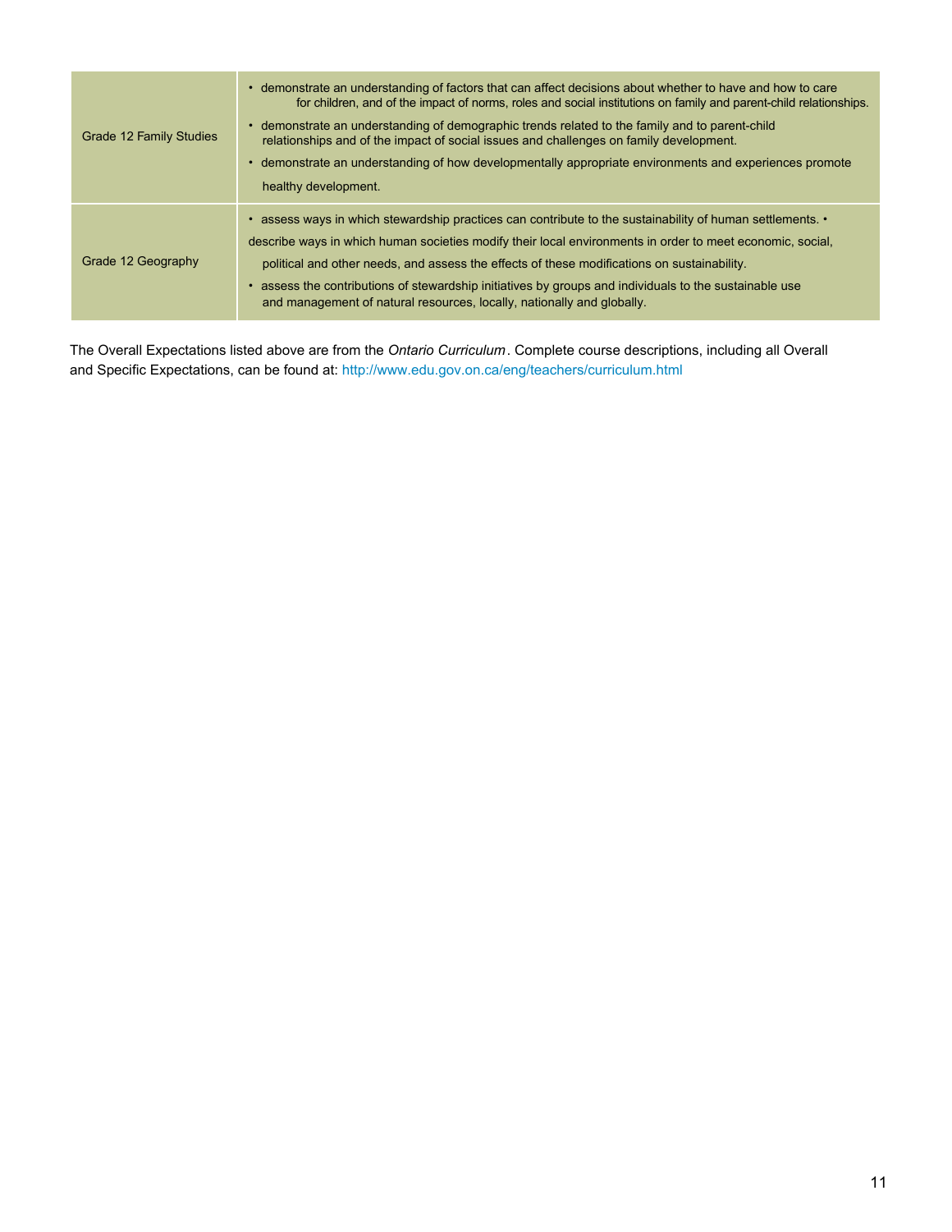| | |
|---|---|
| Grade 12 Family Studies | • demonstrate an understanding of factors that can affect decisions about whether to have and how to care for children, and of the impact of norms, roles and social institutions on family and parent-child relationships.<br>• demonstrate an understanding of demographic trends related to the family and to parent-child relationships and of the impact of social issues and challenges on family development.<br>• demonstrate an understanding of how developmentally appropriate environments and experiences promote healthy development. |
| Grade 12 Geography | • assess ways in which stewardship practices can contribute to the sustainability of human settlements.<br>• describe ways in which human societies modify their local environments in order to meet economic, social, political and other needs, and assess the effects of these modifications on sustainability.<br>• assess the contributions of stewardship initiatives by groups and individuals to the sustainable use and management of natural resources, locally, nationally and globally. |

The Overall Expectations listed above are from the *Ontario Curriculum*. Complete course descriptions, including all Overall and Specific Expectations, can be found at: http://www.edu.gov.on.ca/eng/teachers/curriculum.html